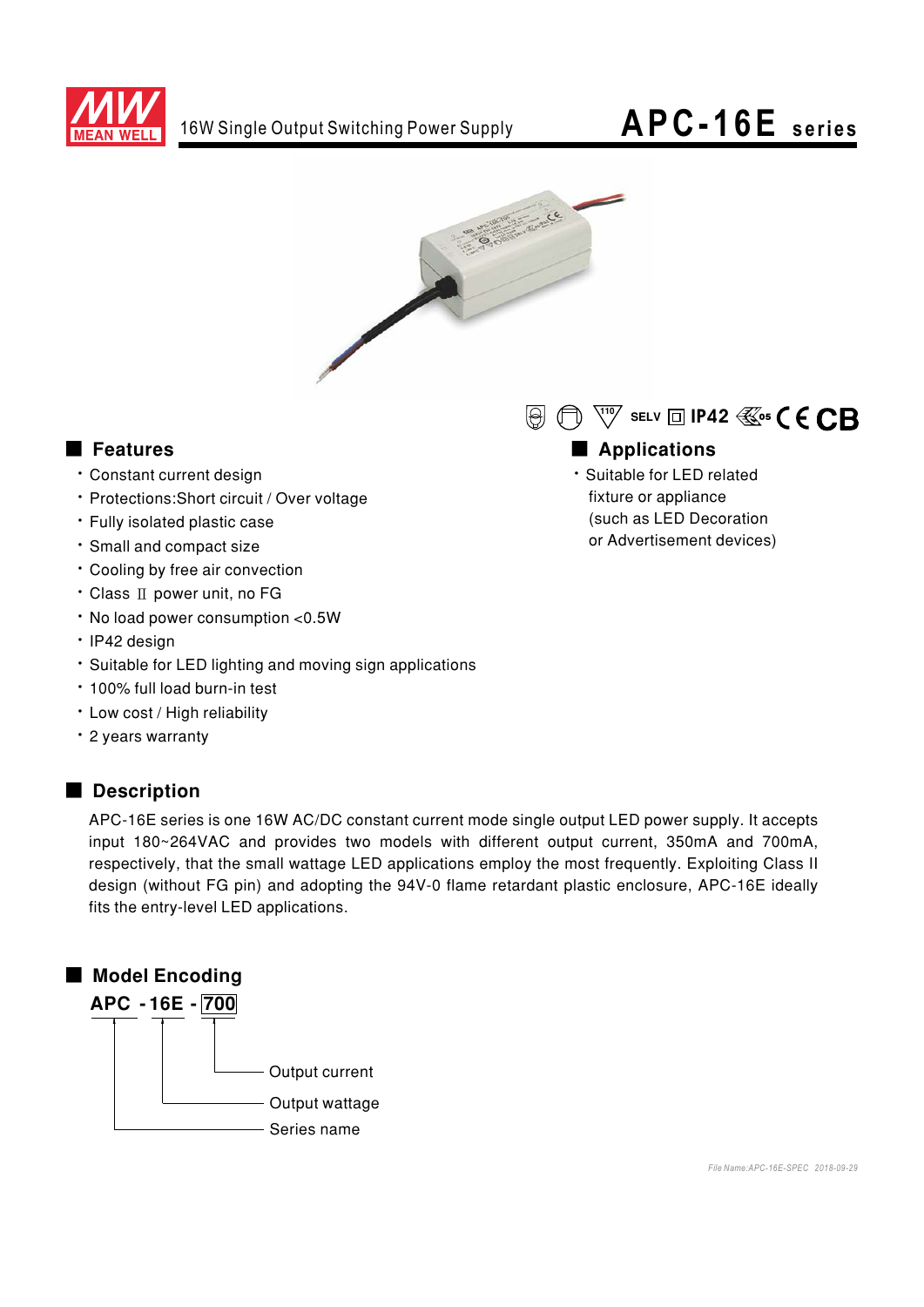# APC-16E series

16W Single Output Switching Power Supply

SELV IP42

## Features

- Constant current design
- Protections:Short circuit / Over voltage
- Fully isolated plastic case
- Small and compact size
- Cooling by free air convection
- Class Ⅱ power unit, no FG
- No load power consumption <0.5W
- IP42 design
- Suitable for LED lighting and moving sign applications
- 100% full load burn-in test
- Low cost / High reliability
- 2 years warranty

## Applications

- Suitable for LED related fixture or appliance (such as LED Decoration or Advertisement devices)

## Description

APC-16E series is one 16W AC/DC constant current mode single output LED power supply. It accepts input 180~264VAC and provides two models with different output current, 350mA and 700mA, respectively, that the small wattage LED applications employ the most frequently. Exploiting Class II design (without FG pin) and adopting the 94V-0 flame retardant plastic enclosure, APC-16E ideally fits the entry-level LED applications.

## Model Encoding

**APC - 16E - 700**

- 700: Output current
- 16E: Output wattage
- APC: Series name

*File Name:APC-16E-SPEC 2018-09-29*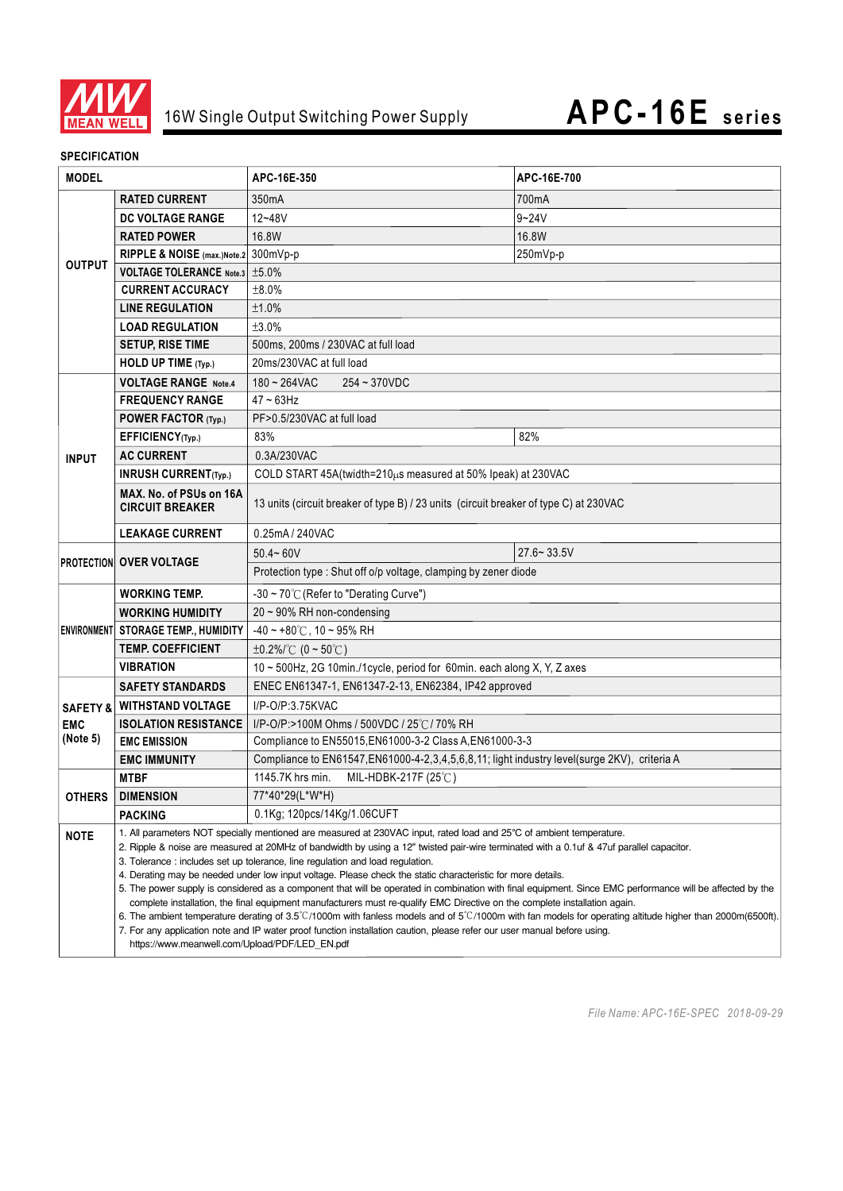# 16W Single Output Switching Power Supply

## APC-16E series

### SPECIFICATION

| MODEL | | APC-16E-350 | APC-16E-700 |
|---|---|---|---|
| OUTPUT | RATED CURRENT | 350mA | 700mA |
| | DC VOLTAGE RANGE | 12~48V | 9~24V |
| | RATED POWER | 16.8W | 16.8W |
| | RIPPLE & NOISE (max.) Note.2 | 300mVp-p | 250mVp-p |
| | VOLTAGE TOLERANCE Note.3 | ±5.0% | |
| | CURRENT ACCURACY | ±8.0% | |
| | LINE REGULATION | ±1.0% | |
| | LOAD REGULATION | ±3.0% | |
| | SETUP, RISE TIME | 500ms, 200ms / 230VAC at full load | |
| | HOLD UP TIME (Typ.) | 20ms/230VAC at full load | |
| INPUT | VOLTAGE RANGE Note.4 | 180 ~ 264VAC 254 ~ 370VDC | |
| | FREQUENCY RANGE | 47 ~ 63Hz | |
| | POWER FACTOR (Typ.) | PF>0.5/230VAC at full load | |
| | EFFICIENCY (Typ.) | 83% | 82% |
| | AC CURRENT | 0.3A/230VAC | |
| | INRUSH CURRENT (Typ.) | COLD START 45A(twidth=210μs measured at 50% Ipeak) at 230VAC | |
| | MAX. No. of PSUs on 16A CIRCUIT BREAKER | 13 units (circuit breaker of type B) / 23 units (circuit breaker of type C) at 230VAC | |
| | LEAKAGE CURRENT | 0.25mA / 240VAC | |
| PROTECTION | OVER VOLTAGE | 50.4~ 60V | 27.6~ 33.5V |
| | | Protection type : Shut off o/p voltage, clamping by zener diode | |
| ENVIRONMENT | WORKING TEMP. | -30 ~ 70℃ (Refer to "Derating Curve") | |
| | WORKING HUMIDITY | 20 ~ 90% RH non-condensing | |
| | STORAGE TEMP., HUMIDITY | -40 ~ +80℃, 10 ~ 95% RH | |
| | TEMP. COEFFICIENT | ±0.2%/℃ (0 ~ 50℃) | |
| | VIBRATION | 10 ~ 500Hz, 2G 10min./1cycle, period for 60min. each along X, Y, Z axes | |
| SAFETY & EMC (Note 5) | SAFETY STANDARDS | ENEC EN61347-1, EN61347-2-13, EN62384, IP42 approved | |
| | WITHSTAND VOLTAGE | I/P-O/P:3.75KVAC | |
| | ISOLATION RESISTANCE | I/P-O/P:>100M Ohms / 500VDC / 25℃ / 70% RH | |
| | EMC EMISSION | Compliance to EN55015,EN61000-3-2 Class A,EN61000-3-3 | |
| | EMC IMMUNITY | Compliance to EN61547,EN61000-4-2,3,4,5,6,8,11; light industry level(surge 2KV), criteria A | |
| OTHERS | MTBF | 1145.7K hrs min. MIL-HDBK-217F (25℃) | |
| | DIMENSION | 77*40*29(L*W*H) | |
| | PACKING | 0.1Kg; 120pcs/14Kg/1.06CUFT | |

**NOTE**

1. All parameters NOT specially mentioned are measured at 230VAC input, rated load and 25°C of ambient temperature.
2. Ripple & noise are measured at 20MHz of bandwidth by using a 12" twisted pair-wire terminated with a 0.1uf & 47uf parallel capacitor.
3. Tolerance : includes set up tolerance, line regulation and load regulation.
4. Derating may be needed under low input voltage. Please check the static characteristic for more details.
5. The power supply is considered as a component that will be operated in combination with final equipment. Since EMC performance will be affected by the complete installation, the final equipment manufacturers must re-qualify EMC Directive on the complete installation again.
6. The ambient temperature derating of 3.5℃/1000m with fanless models and of 5℃/1000m with fan models for operating altitude higher than 2000m(6500ft).
7. For any application note and IP water proof function installation caution, please refer our user manual before using. https://www.meanwell.com/Upload/PDF/LED_EN.pdf

*File Name: APC-16E-SPEC 2018-09-29*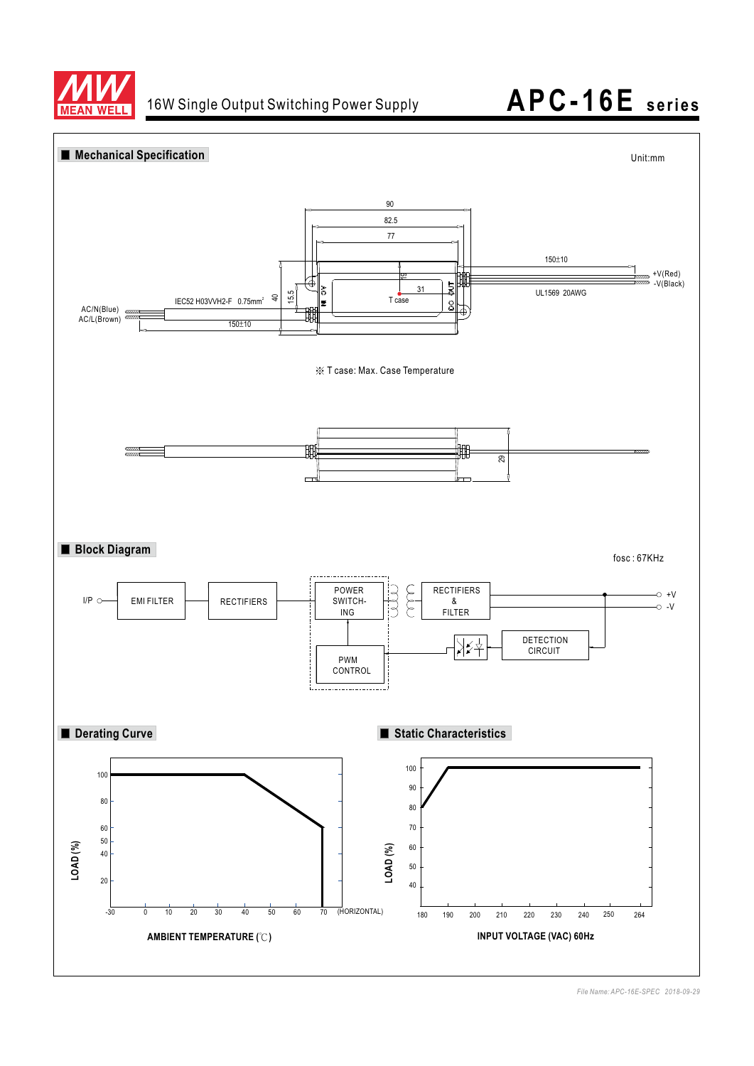16W Single Output Switching Power Supply

# APC-16E series

## Mechanical Specification

Unit:mm

90

82.5

77

150±10

+V(Red)
-V(Black)

UL1569 20AWG

19

31

T case

AC IN

DC OUT

15.5

40

IEC52 H03VVH2-F 0.75mm²

AC/N(Blue)
AC/L(Brown)

150±10

※ T case: Max. Case Temperature

29

## Block Diagram

fosc : 67KHz

I/P

EMI FILTER

RECTIFIERS

POWER SWITCH-ING

RECTIFIERS & FILTER

+V

-V

PWM CONTROL

DETECTION CIRCUIT

## Derating Curve

LOAD (%)

100
80
60
50
40
20

-30 0 10 20 30 40 50 60 70 (HORIZONTAL)

AMBIENT TEMPERATURE (℃)

## Static Characteristics

LOAD (%)

100
90
80
70
60
50
40

180 190 200 210 220 230 240 250 264

INPUT VOLTAGE (VAC) 60Hz

*File Name: APC-16E-SPEC 2018-09-29*